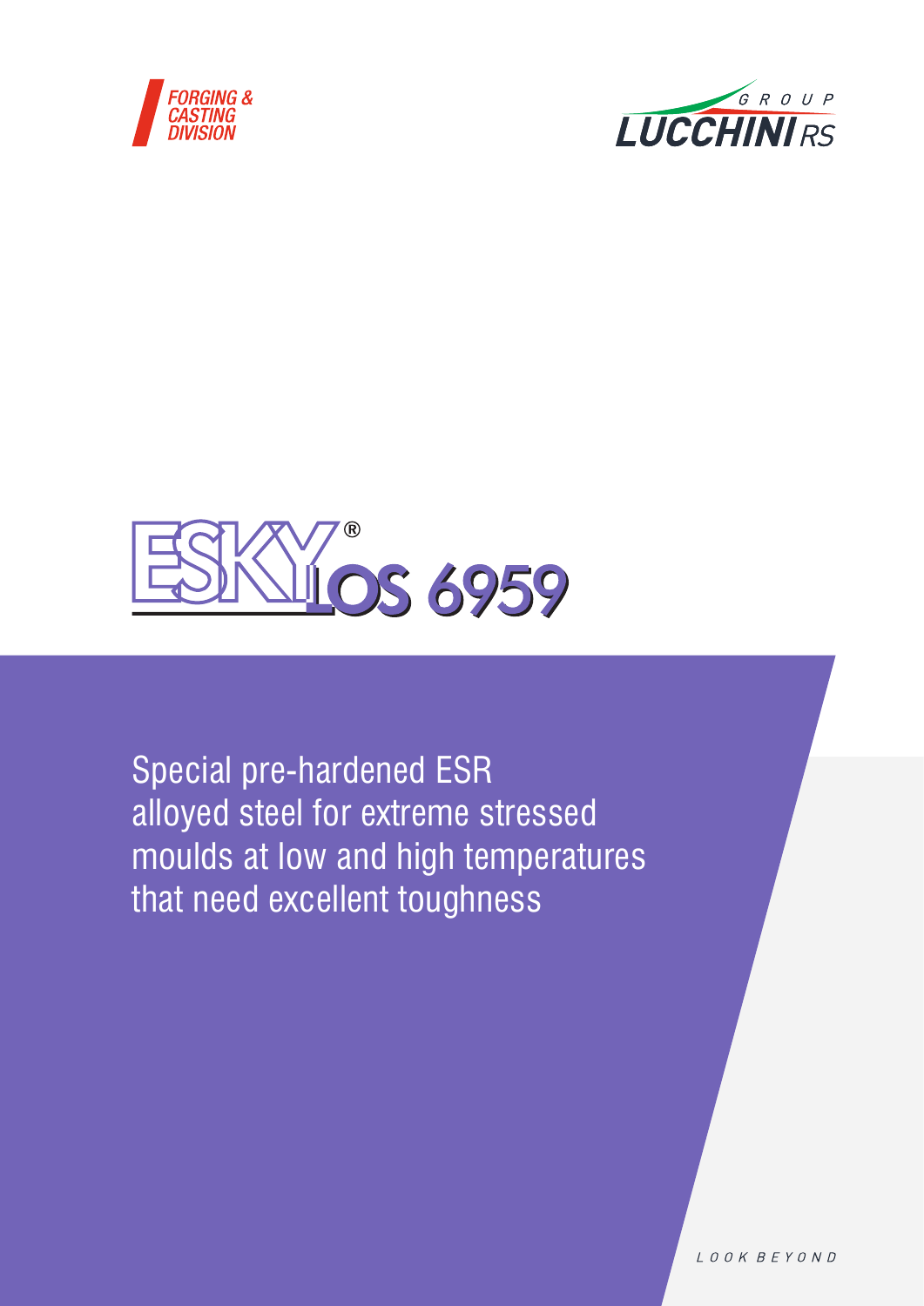FORGING & CASTING DIVISION

GROUP LUCCHINI RS

# ESKYLOS 6959®

Special pre-hardened ESR alloyed steel for extreme stressed moulds at low and high temperatures that need excellent toughness

LOOK BEYOND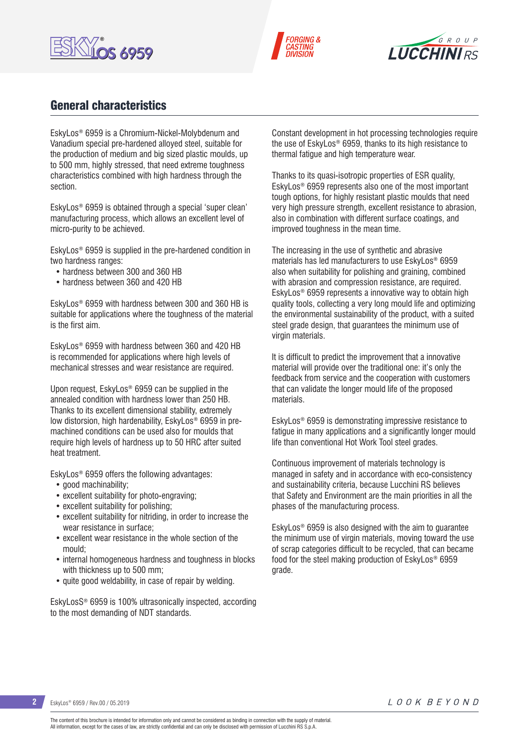## General characteristics

EskyLos® 6959 is a Chromium-Nickel-Molybdenum and Vanadium special pre-hardened alloyed steel, suitable for the production of medium and big sized plastic moulds, up to 500 mm, highly stressed, that need extreme toughness characteristics combined with high hardness through the section.

EskyLos® 6959 is obtained through a special 'super clean' manufacturing process, which allows an excellent level of micro-purity to be achieved.

EskyLos® 6959 is supplied in the pre-hardened condition in two hardness ranges:

- hardness between 300 and 360 HB
- hardness between 360 and 420 HB

EskyLos® 6959 with hardness between 300 and 360 HB is suitable for applications where the toughness of the material is the first aim.

EskyLos® 6959 with hardness between 360 and 420 HB is recommended for applications where high levels of mechanical stresses and wear resistance are required.

Upon request, EskyLos® 6959 can be supplied in the annealed condition with hardness lower than 250 HB. Thanks to its excellent dimensional stability, extremely low distorsion, high hardenability, EskyLos® 6959 in pre-machined conditions can be used also for moulds that require high levels of hardness up to 50 HRC after suited heat treatment.

EskyLos® 6959 offers the following advantages:

- good machinability;
- excellent suitability for photo-engraving;
- excellent suitability for polishing;
- excellent suitability for nitriding, in order to increase the wear resistance in surface;
- excellent wear resistance in the whole section of the mould;
- internal homogeneous hardness and toughness in blocks with thickness up to 500 mm;
- quite good weldability, in case of repair by welding.

EskyLosS® 6959 is 100% ultrasonically inspected, according to the most demanding of NDT standards.

Constant development in hot processing technologies require the use of EskyLos® 6959, thanks to its high resistance to thermal fatigue and high temperature wear.

Thanks to its quasi-isotropic properties of ESR quality, EskyLos® 6959 represents also one of the most important tough options, for highly resistant plastic moulds that need very high pressure strength, excellent resistance to abrasion, also in combination with different surface coatings, and improved toughness in the mean time.

The increasing in the use of synthetic and abrasive materials has led manufacturers to use EskyLos® 6959 also when suitability for polishing and graining, combined with abrasion and compression resistance, are required. EskyLos® 6959 represents a innovative way to obtain high quality tools, collecting a very long mould life and optimizing the environmental sustainability of the product, with a suited steel grade design, that guarantees the minimum use of virgin materials.

It is difficult to predict the improvement that a innovative material will provide over the traditional one: it's only the feedback from service and the cooperation with customers that can validate the longer mould life of the proposed materials.

EskyLos® 6959 is demonstrating impressive resistance to fatigue in many applications and a significantly longer mould life than conventional Hot Work Tool steel grades.

Continuous improvement of materials technology is managed in safety and in accordance with eco-consistency and sustainability criteria, because Lucchini RS believes that Safety and Environment are the main priorities in all the phases of the manufacturing process.

EskyLos® 6959 is also designed with the aim to guarantee the minimum use of virgin materials, moving toward the use of scrap categories difficult to be recycled, that can became food for the steel making production of EskyLos® 6959 grade.

The content of this brochure is intended for information only and cannot be considered as binding in connection with the supply of material.
All information, except for the cases of law, are strictly confidential and can only be disclosed with permission of Lucchini RS S.p.A.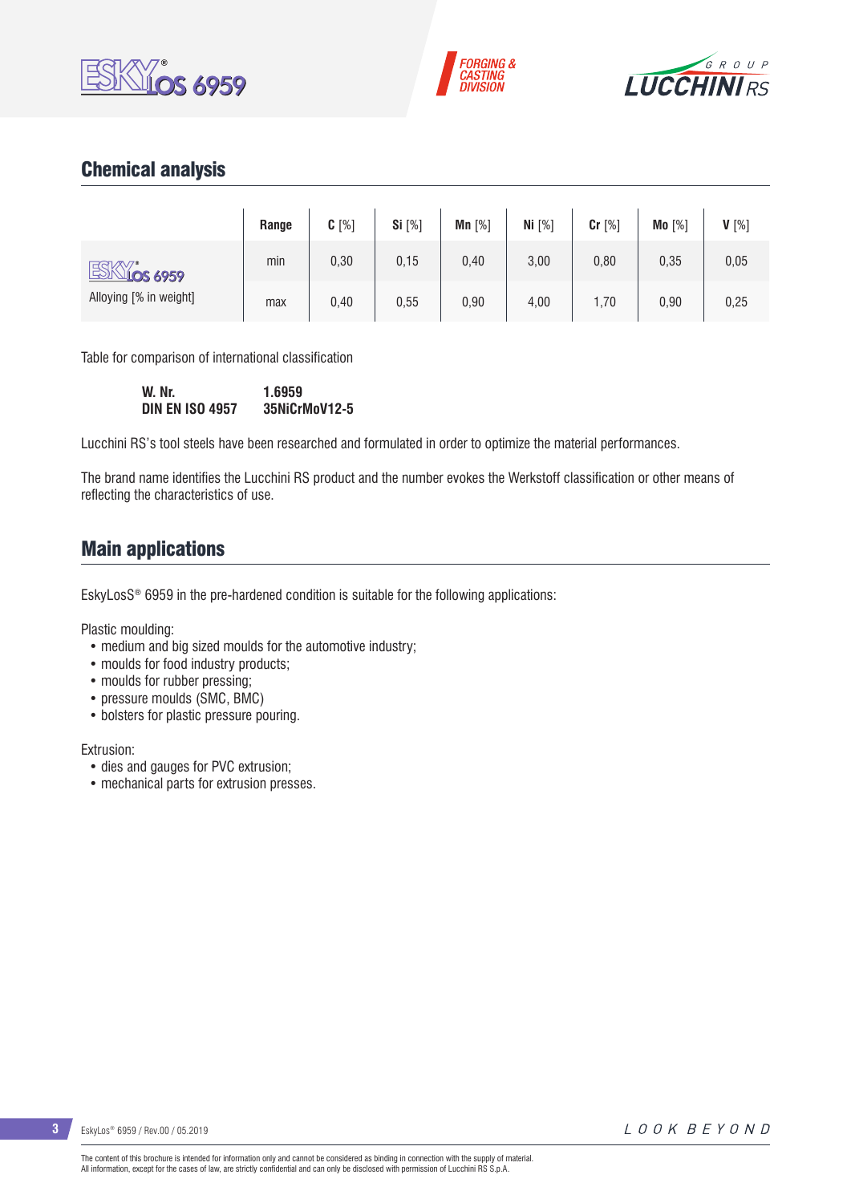## Chemical analysis

| | Range | C [%] | Si [%] | Mn [%] | Ni [%] | Cr [%] | Mo [%] | V [%] |
|---|---|---|---|---|---|---|---|---|
| ESKYLOS 6959 Alloying [% in weight] | min | 0,30 | 0,15 | 0,40 | 3,00 | 0,80 | 0,35 | 0,05 |
| | max | 0,40 | 0,55 | 0,90 | 4,00 | 1,70 | 0,90 | 0,25 |

Table for comparison of international classification

| | |
|---|---|
| **W. Nr.** | **1.6959** |
| **DIN EN ISO 4957** | **35NiCrMoV12-5** |

Lucchini RS's tool steels have been researched and formulated in order to optimize the material performances.

The brand name identifies the Lucchini RS product and the number evokes the Werkstoff classification or other means of reflecting the characteristics of use.

## Main applications

EskyLosS® 6959 in the pre-hardened condition is suitable for the following applications:

Plastic moulding:
- medium and big sized moulds for the automotive industry;
- moulds for food industry products;
- moulds for rubber pressing;
- pressure moulds (SMC, BMC)
- bolsters for plastic pressure pouring.

Extrusion:
- dies and gauges for PVC extrusion;
- mechanical parts for extrusion presses.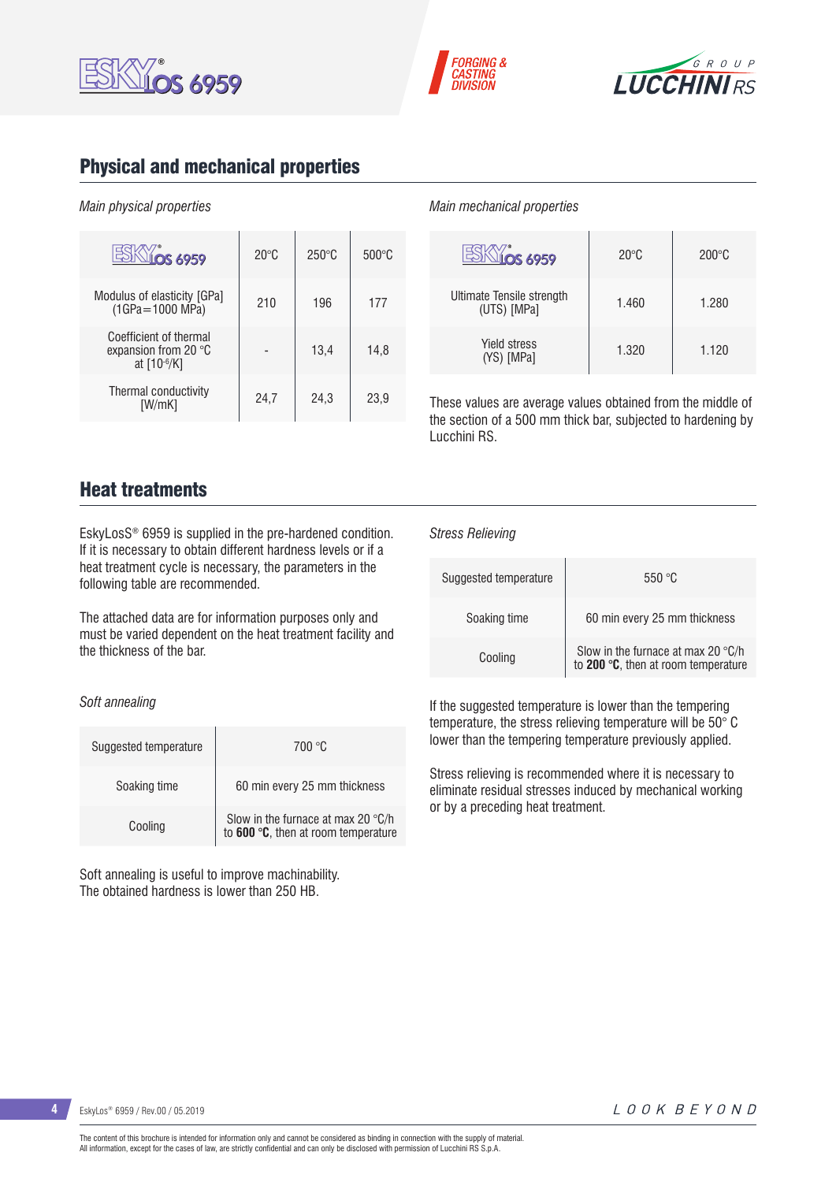## Physical and mechanical properties

*Main physical properties*

| EskyLos 6959 | 20°C | 250°C | 500°C |
|---|---|---|---|
| Modulus of elasticity [GPa] (1GPa=1000 MPa) | 210 | 196 | 177 |
| Coefficient of thermal expansion from 20 °C at [$10^{-6}$/K] | - | 13,4 | 14,8 |
| Thermal conductivity [W/mK] | 24,7 | 24,3 | 23,9 |

*Main mechanical properties*

| EskyLos 6959 | 20°C | 200°C |
|---|---|---|
| Ultimate Tensile strength (UTS) [MPa] | 1.460 | 1.280 |
| Yield stress (YS) [MPa] | 1.320 | 1.120 |

These values are average values obtained from the middle of the section of a 500 mm thick bar, subjected to hardening by Lucchini RS.

## Heat treatments

EskyLosS® 6959 is supplied in the pre-hardened condition. If it is necessary to obtain different hardness levels or if a heat treatment cycle is necessary, the parameters in the following table are recommended.

The attached data are for information purposes only and must be varied dependent on the heat treatment facility and the thickness of the bar.

*Soft annealing*

| Suggested temperature | 700 °C |
|---|---|
| Soaking time | 60 min every 25 mm thickness |
| Cooling | Slow in the furnace at max 20 °C/h to **600 °C**, then at room temperature |

Soft annealing is useful to improve machinability.
The obtained hardness is lower than 250 HB.

*Stress Relieving*

| Suggested temperature | 550 °C |
|---|---|
| Soaking time | 60 min every 25 mm thickness |
| Cooling | Slow in the furnace at max 20 °C/h to **200 °C**, then at room temperature |

If the suggested temperature is lower than the tempering temperature, the stress relieving temperature will be 50° C lower than the tempering temperature previously applied.

Stress relieving is recommended where it is necessary to eliminate residual stresses induced by mechanical working or by a preceding heat treatment.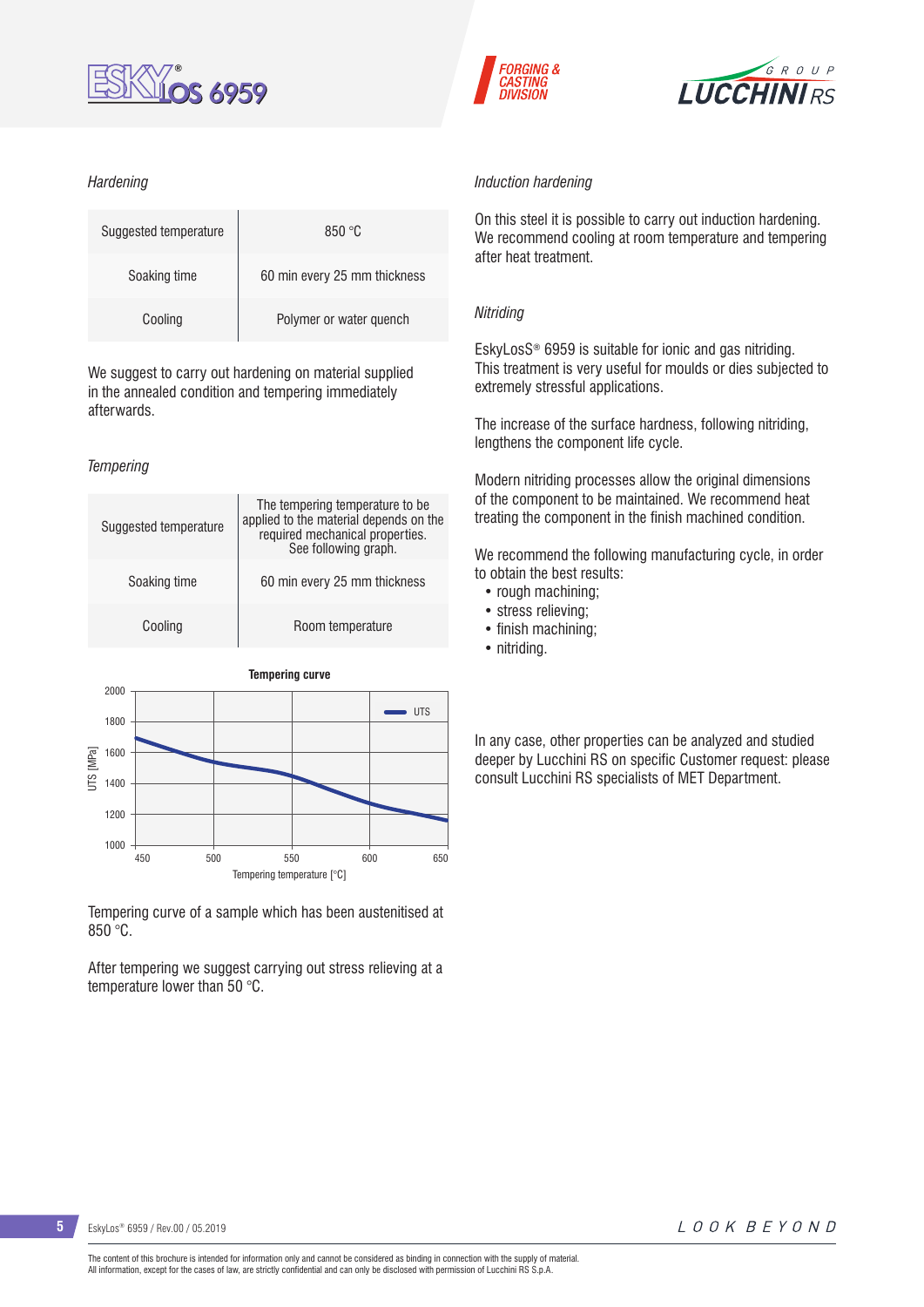*Hardening*

| Suggested temperature | 850 °C |
| --- | --- |
| Soaking time | 60 min every 25 mm thickness |
| Cooling | Polymer or water quench |

We suggest to carry out hardening on material supplied in the annealed condition and tempering immediately afterwards.

*Tempering*

| Suggested temperature | The tempering temperature to be applied to the material depends on the required mechanical properties. See following graph. |
| --- | --- |
| Soaking time | 60 min every 25 mm thickness |
| Cooling | Room temperature |

**Tempering curve**

Tempering curve of a sample which has been austenitised at 850 °C.

After tempering we suggest carrying out stress relieving at a temperature lower than 50 °C.

*Induction hardening*

On this steel it is possible to carry out induction hardening. We recommend cooling at room temperature and tempering after heat treatment.

*Nitriding*

EskyLosS® 6959 is suitable for ionic and gas nitriding. This treatment is very useful for moulds or dies subjected to extremely stressful applications.

The increase of the surface hardness, following nitriding, lengthens the component life cycle.

Modern nitriding processes allow the original dimensions of the component to be maintained. We recommend heat treating the component in the finish machined condition.

We recommend the following manufacturing cycle, in order to obtain the best results:

- rough machining;
- stress relieving;
- finish machining;
- nitriding.

In any case, other properties can be analyzed and studied deeper by Lucchini RS on specific Customer request: please consult Lucchini RS specialists of MET Department.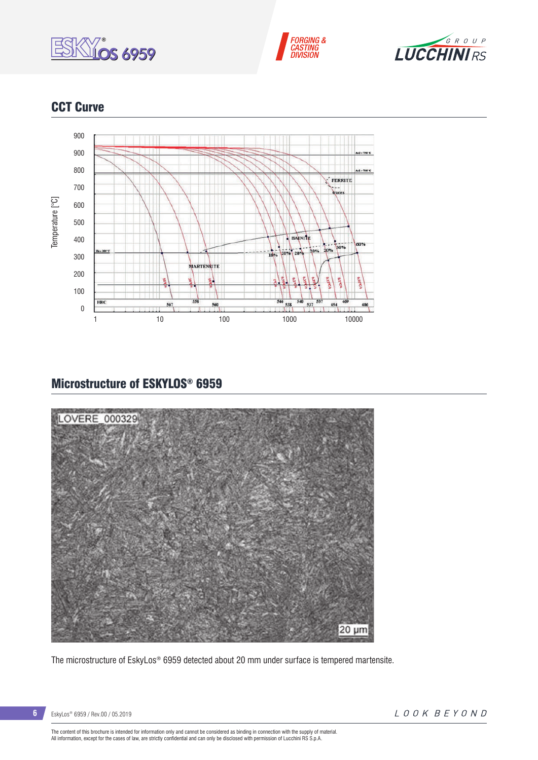## CCT Curve

## Microstructure of ESKYLOS® 6959

The microstructure of EskyLos® 6959 detected about 20 mm under surface is tempered martensite.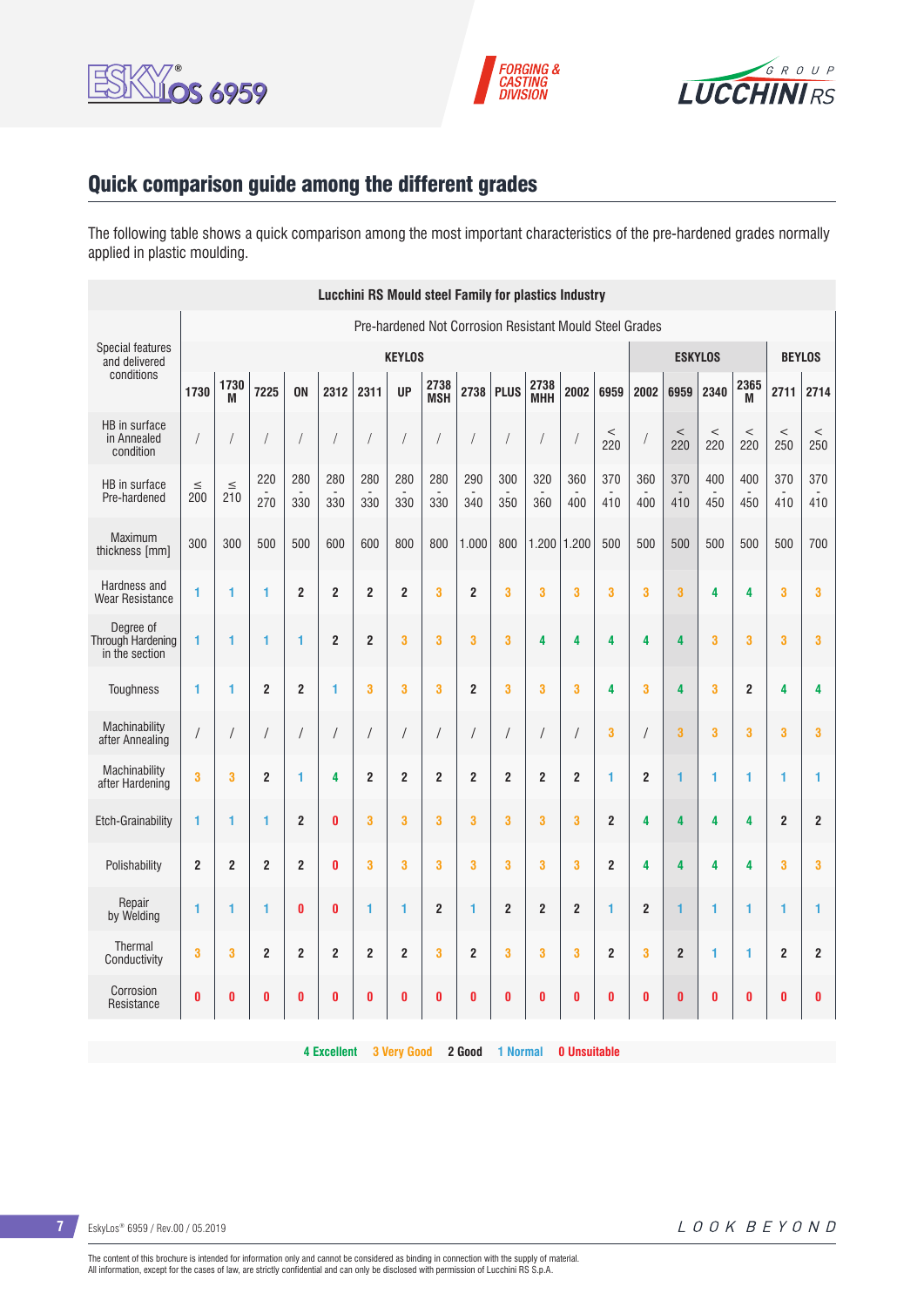## Quick comparison guide among the different grades

The following table shows a quick comparison among the most important characteristics of the pre-hardened grades normally applied in plastic moulding.

| Lucchini RS Mould steel Family for plastics Industry | | | | | | | | | | | | | | | | | | | |
|---|---|---|---|---|---|---|---|---|---|---|---|---|---|---|---|---|---|---|---|
| Special features and delivered conditions | Pre-hardened Not Corrosion Resistant Mould Steel Grades | | | | | | | | | | | | | | | | | | |
| | KEYLOS | | | | | | | | | | | | | ESKYLOS | | | | BEYLOS | |
| | 1730 | 1730 M | 7225 | ON | 2312 | 2311 | UP | 2738 MSH | 2738 | PLUS | 2738 MHH | 2002 | 6959 | 2002 | 6959 | 2340 | 2365 M | 2711 | 2714 |
| HB in surface in Annealed condition | / | / | / | / | / | / | / | / | / | / | / | / | < 220 | / | < 220 | < 220 | < 220 | < 250 | < 250 |
| HB in surface Pre-hardened | ≤ 200 | ≤ 210 | 220 - 270 | 280 - 330 | 280 - 330 | 280 - 330 | 280 - 330 | 280 - 330 | 290 - 340 | 300 - 350 | 320 - 360 | 360 - 400 | 370 - 410 | 360 - 400 | 370 - 410 | 400 - 450 | 400 - 450 | 370 - 410 | 370 - 410 |
| Maximum thickness [mm] | 300 | 300 | 500 | 500 | 600 | 600 | 800 | 800 | 1.000 | 800 | 1.200 | 1.200 | 500 | 500 | 500 | 500 | 500 | 500 | 700 |
| Hardness and Wear Resistance | 1 | 1 | 1 | 2 | 2 | 2 | 2 | 3 | 2 | 3 | 3 | 3 | 3 | 3 | 3 | 4 | 4 | 3 | 3 |
| Degree of Through Hardening in the section | 1 | 1 | 1 | 1 | 2 | 2 | 3 | 3 | 3 | 3 | 4 | 4 | 4 | 4 | 4 | 3 | 3 | 3 | 3 |
| Toughness | 1 | 1 | 2 | 2 | 1 | 3 | 3 | 3 | 2 | 3 | 3 | 3 | 4 | 3 | 4 | 3 | 2 | 4 | 4 |
| Machinability after Annealing | / | / | / | / | / | / | / | / | / | / | / | / | 3 | / | 3 | 3 | 3 | 3 | 3 |
| Machinability after Hardening | 3 | 3 | 2 | 1 | 4 | 2 | 2 | 2 | 2 | 2 | 2 | 2 | 1 | 2 | 1 | 1 | 1 | 1 | 1 |
| Etch-Grainability | 1 | 1 | 1 | 2 | 0 | 3 | 3 | 3 | 3 | 3 | 3 | 3 | 2 | 4 | 4 | 4 | 4 | 2 | 2 |
| Polishability | 2 | 2 | 2 | 2 | 0 | 3 | 3 | 3 | 3 | 3 | 3 | 3 | 2 | 4 | 4 | 4 | 4 | 3 | 3 |
| Repair by Welding | 1 | 1 | 1 | 0 | 0 | 1 | 1 | 2 | 1 | 2 | 2 | 2 | 1 | 2 | 1 | 1 | 1 | 1 | 1 |
| Thermal Conductivity | 3 | 3 | 2 | 2 | 2 | 2 | 2 | 3 | 2 | 3 | 3 | 3 | 2 | 3 | 2 | 1 | 1 | 2 | 2 |
| Corrosion Resistance | 0 | 0 | 0 | 0 | 0 | 0 | 0 | 0 | 0 | 0 | 0 | 0 | 0 | 0 | 0 | 0 | 0 | 0 | 0 |

**4 Excellent** **3 Very Good** **2 Good** **1 Normal** **0 Unsuitable**

EskyLos® 6959 / Rev.00 / 05.2019

LOOK BEYOND

The content of this brochure is intended for information only and cannot be considered as binding in connection with the supply of material.
All information, except for the cases of law, are strictly confidential and can only be disclosed with permission of Lucchini RS S.p.A.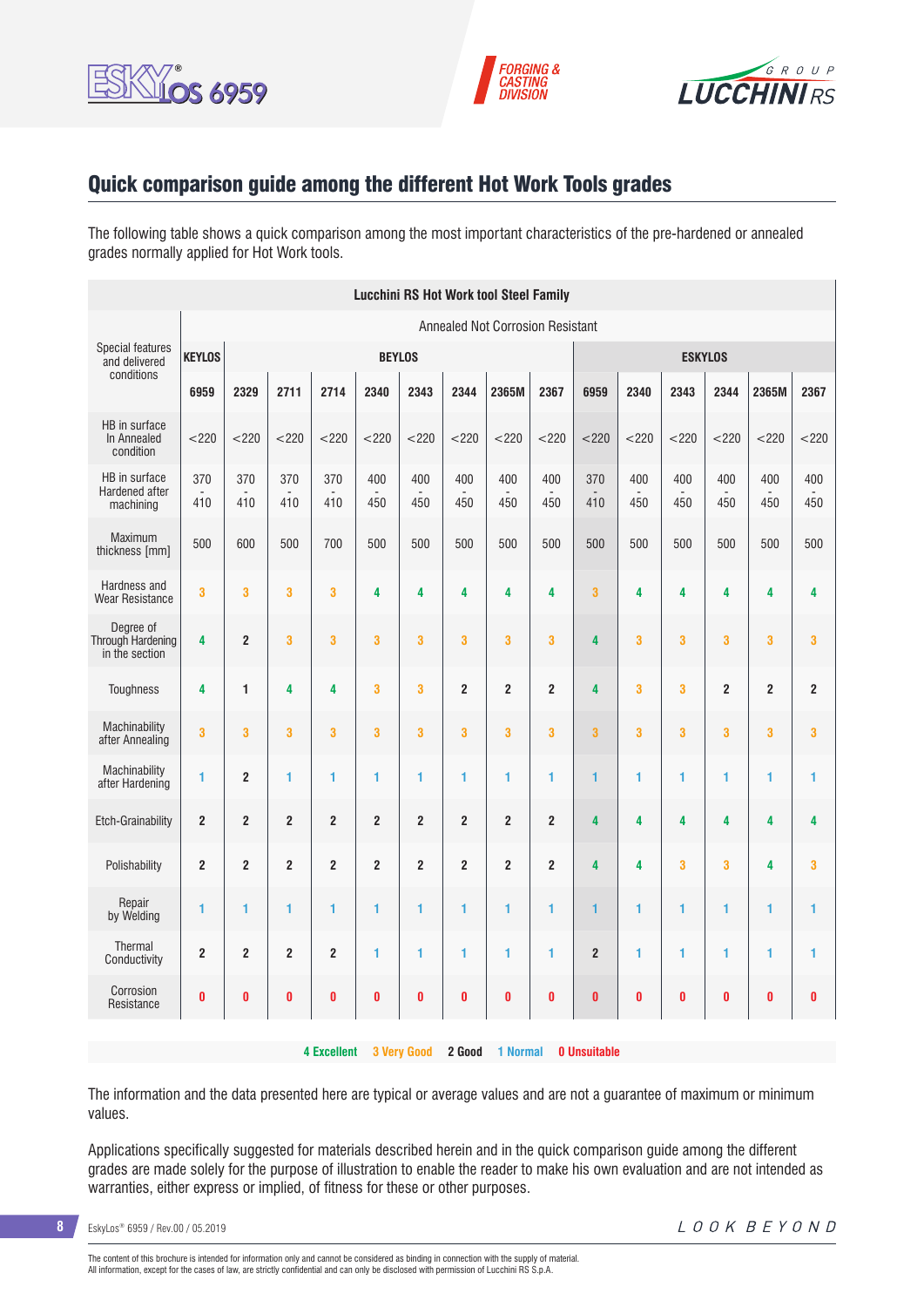## Quick comparison guide among the different Hot Work Tools grades

The following table shows a quick comparison among the most important characteristics of the pre-hardened or annealed grades normally applied for Hot Work tools.

| Lucchini RS Hot Work tool Steel Family | | | | | | | | | | | | | | | |
|---|---|---|---|---|---|---|---|---|---|---|---|---|---|---|---|
| Special features and delivered conditions | Annealed Not Corrosion Resistant | | | | | | | | | | | | | | |
| | KEYLOS | BEYLOS | | | | | | | | ESKYLOS | | | | | |
| | 6959 | 2329 | 2711 | 2714 | 2340 | 2343 | 2344 | 2365M | 2367 | 6959 | 2340 | 2343 | 2344 | 2365M | 2367 |
| HB in surface In Annealed condition | <220 | <220 | <220 | <220 | <220 | <220 | <220 | <220 | <220 | <220 | <220 | <220 | <220 | <220 | <220 |
| HB in surface Hardened after machining | 370 - 410 | 370 - 410 | 370 - 410 | 370 - 410 | 400 - 450 | 400 - 450 | 400 - 450 | 400 - 450 | 400 - 450 | 370 - 410 | 400 - 450 | 400 - 450 | 400 - 450 | 400 - 450 | 400 - 450 |
| Maximum thickness [mm] | 500 | 600 | 500 | 700 | 500 | 500 | 500 | 500 | 500 | 500 | 500 | 500 | 500 | 500 | 500 |
| Hardness and Wear Resistance | 3 | 3 | 3 | 3 | 4 | 4 | 4 | 4 | 4 | 3 | 4 | 4 | 4 | 4 | 4 |
| Degree of Through Hardening in the section | 4 | 2 | 3 | 3 | 3 | 3 | 3 | 3 | 3 | 4 | 3 | 3 | 3 | 3 | 3 |
| Toughness | 4 | 1 | 4 | 4 | 3 | 3 | 2 | 2 | 2 | 4 | 3 | 3 | 2 | 2 | 2 |
| Machinability after Annealing | 3 | 3 | 3 | 3 | 3 | 3 | 3 | 3 | 3 | 3 | 3 | 3 | 3 | 3 | 3 |
| Machinability after Hardening | 1 | 2 | 1 | 1 | 1 | 1 | 1 | 1 | 1 | 1 | 1 | 1 | 1 | 1 | 1 |
| Etch-Grainability | 2 | 2 | 2 | 2 | 2 | 2 | 2 | 2 | 2 | 4 | 4 | 4 | 4 | 4 | 4 |
| Polishability | 2 | 2 | 2 | 2 | 2 | 2 | 2 | 2 | 2 | 4 | 4 | 3 | 3 | 4 | 3 |
| Repair by Welding | 1 | 1 | 1 | 1 | 1 | 1 | 1 | 1 | 1 | 1 | 1 | 1 | 1 | 1 | 1 |
| Thermal Conductivity | 2 | 2 | 2 | 2 | 1 | 1 | 1 | 1 | 1 | 2 | 1 | 1 | 1 | 1 | 1 |
| Corrosion Resistance | 0 | 0 | 0 | 0 | 0 | 0 | 0 | 0 | 0 | 0 | 0 | 0 | 0 | 0 | 0 |

**4 Excellent** **3 Very Good** **2 Good** **1 Normal** **0 Unsuitable**

The information and the data presented here are typical or average values and are not a guarantee of maximum or minimum values.

Applications specifically suggested for materials described herein and in the quick comparison guide among the different grades are made solely for the purpose of illustration to enable the reader to make his own evaluation and are not intended as warranties, either express or implied, of fitness for these or other purposes.

The content of this brochure is intended for information only and cannot be considered as binding in connection with the supply of material.
All information, except for the cases of law, are strictly confidential and can only be disclosed with permission of Lucchini RS S.p.A.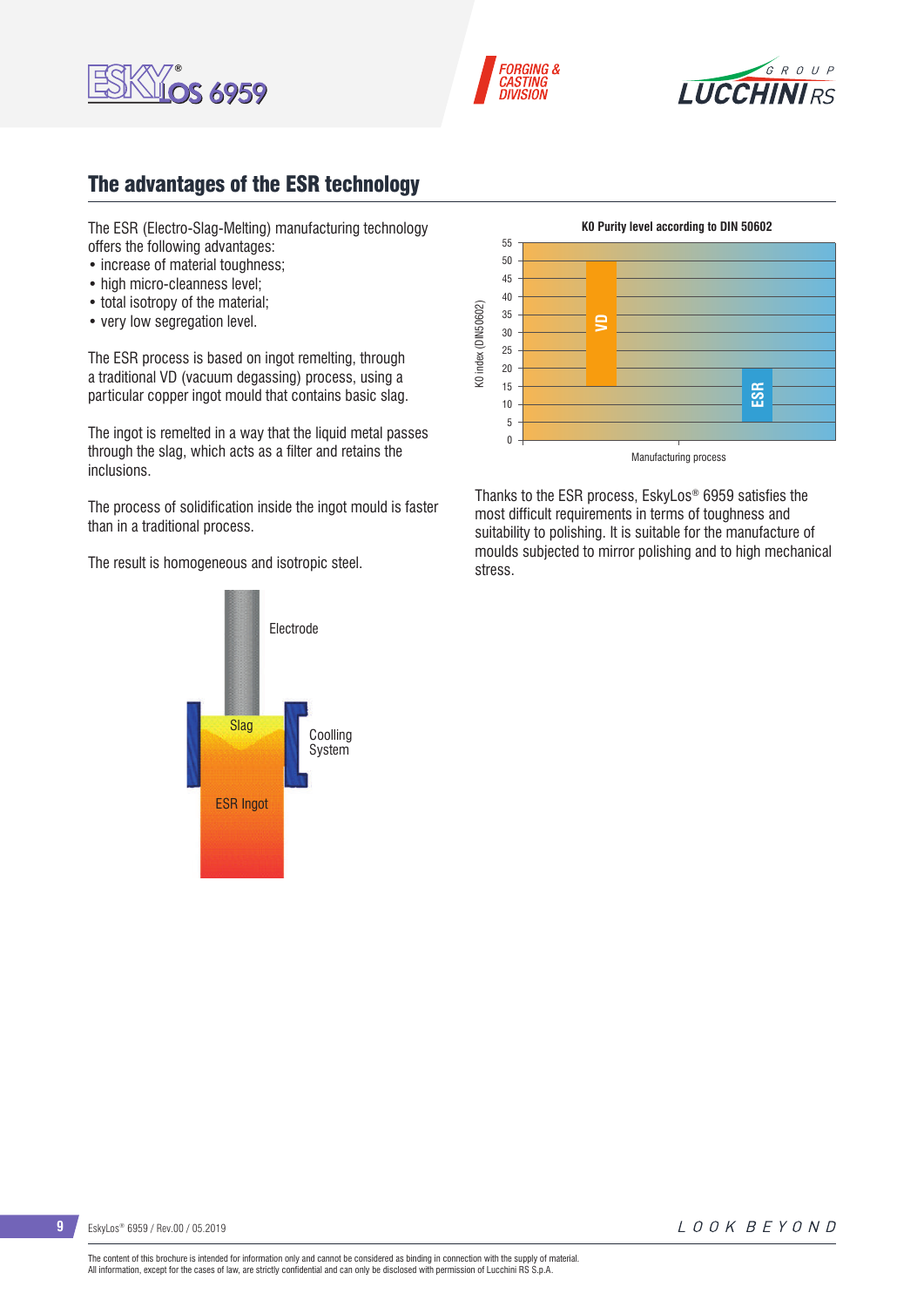## The advantages of the ESR technology

The ESR (Electro-Slag-Melting) manufacturing technology offers the following advantages:

- increase of material toughness;
- high micro-cleanness level;
- total isotropy of the material;
- very low segregation level.

The ESR process is based on ingot remelting, through a traditional VD (vacuum degassing) process, using a particular copper ingot mould that contains basic slag.

The ingot is remelted in a way that the liquid metal passes through the slag, which acts as a filter and retains the inclusions.

The process of solidification inside the ingot mould is faster than in a traditional process.

The result is homogeneous and isotropic steel.

Electrode

Slag

Coolling System

ESR Ingot

**K0 Purity level according to DIN 50602**

K0 index (DIN50602)

55, 50, 45, 40, 35, 30, 25, 20, 15, 10, 5, 0

VD

ESR

Manufacturing process

Thanks to the ESR process, EskyLos® 6959 satisfies the most difficult requirements in terms of toughness and suitability to polishing. It is suitable for the manufacture of moulds subjected to mirror polishing and to high mechanical stress.

The content of this brochure is intended for information only and cannot be considered as binding in connection with the supply of material.
All information, except for the cases of law, are strictly confidential and can only be disclosed with permission of Lucchini RS S.p.A.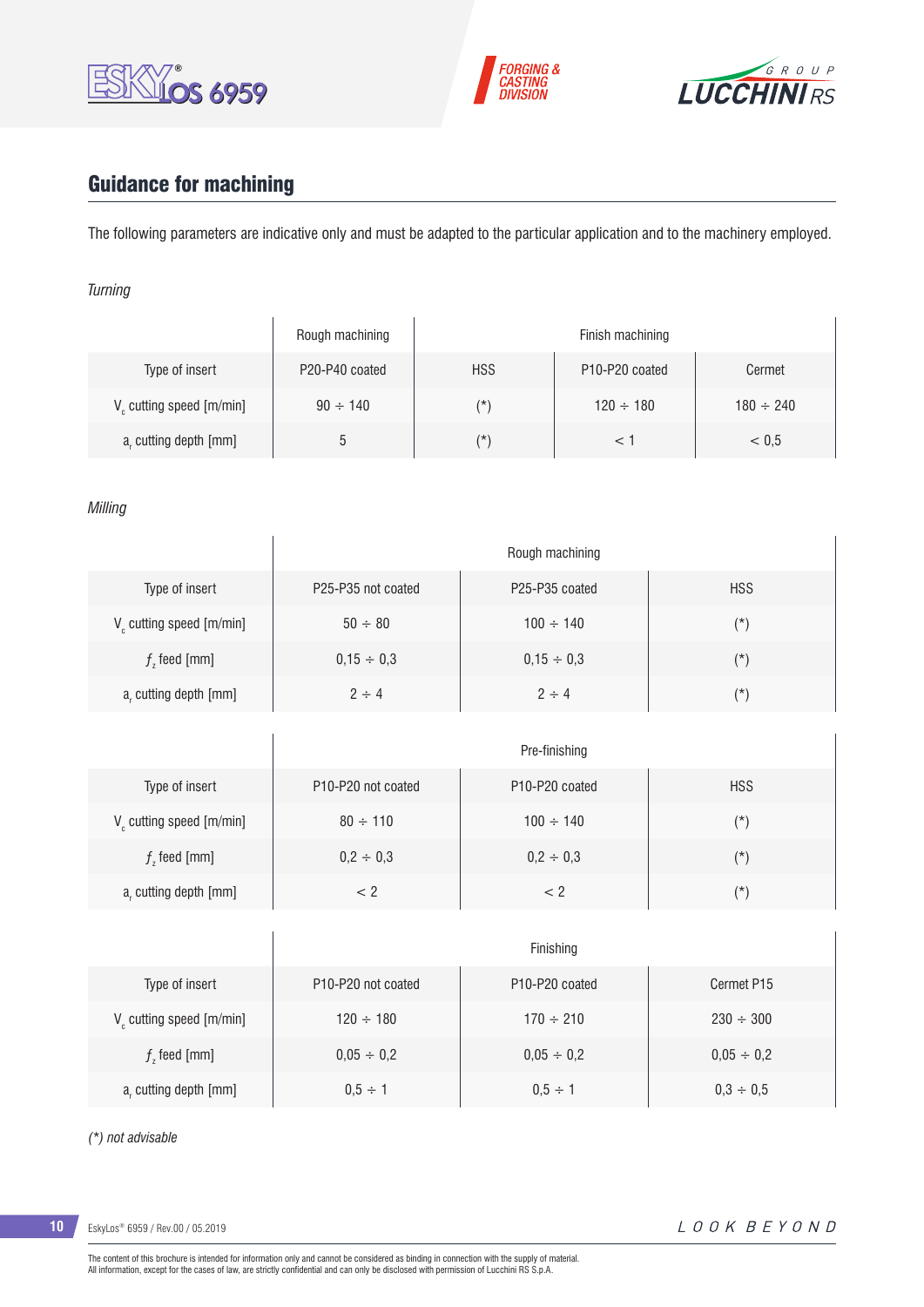## Guidance for machining

The following parameters are indicative only and must be adapted to the particular application and to the machinery employed.

*Turning*

| | Rough machining | Finish machining | | |
|---|---|---|---|---|
| Type of insert | P20-P40 coated | HSS | P10-P20 coated | Cermet |
| $V_c$ cutting speed [m/min] | 90 ÷ 140 | (*) | 120 ÷ 180 | 180 ÷ 240 |
| $a_r$ cutting depth [mm] | 5 | (*) | < 1 | < 0,5 |

*Milling*

| | Rough machining | | |
|---|---|---|---|
| Type of insert | P25-P35 not coated | P25-P35 coated | HSS |
| $V_c$ cutting speed [m/min] | 50 ÷ 80 | 100 ÷ 140 | (*) |
| $f_z$ feed [mm] | 0,15 ÷ 0,3 | 0,15 ÷ 0,3 | (*) |
| $a_r$ cutting depth [mm] | 2 ÷ 4 | 2 ÷ 4 | (*) |

| | Pre-finishing | | |
|---|---|---|---|
| Type of insert | P10-P20 not coated | P10-P20 coated | HSS |
| $V_c$ cutting speed [m/min] | 80 ÷ 110 | 100 ÷ 140 | (*) |
| $f_z$ feed [mm] | 0,2 ÷ 0,3 | 0,2 ÷ 0,3 | (*) |
| $a_r$ cutting depth [mm] | < 2 | < 2 | (*) |

| | Finishing | | |
|---|---|---|---|
| Type of insert | P10-P20 not coated | P10-P20 coated | Cermet P15 |
| $V_c$ cutting speed [m/min] | 120 ÷ 180 | 170 ÷ 210 | 230 ÷ 300 |
| $f_z$ feed [mm] | 0,05 ÷ 0,2 | 0,05 ÷ 0,2 | 0,05 ÷ 0,2 |
| $a_r$ cutting depth [mm] | 0,5 ÷ 1 | 0,5 ÷ 1 | 0,3 ÷ 0,5 |

*(*) not advisable*

The content of this brochure is intended for information only and cannot be considered as binding in connection with the supply of material.
All information, except for the cases of law, are strictly confidential and can only be disclosed with permission of Lucchini RS S.p.A.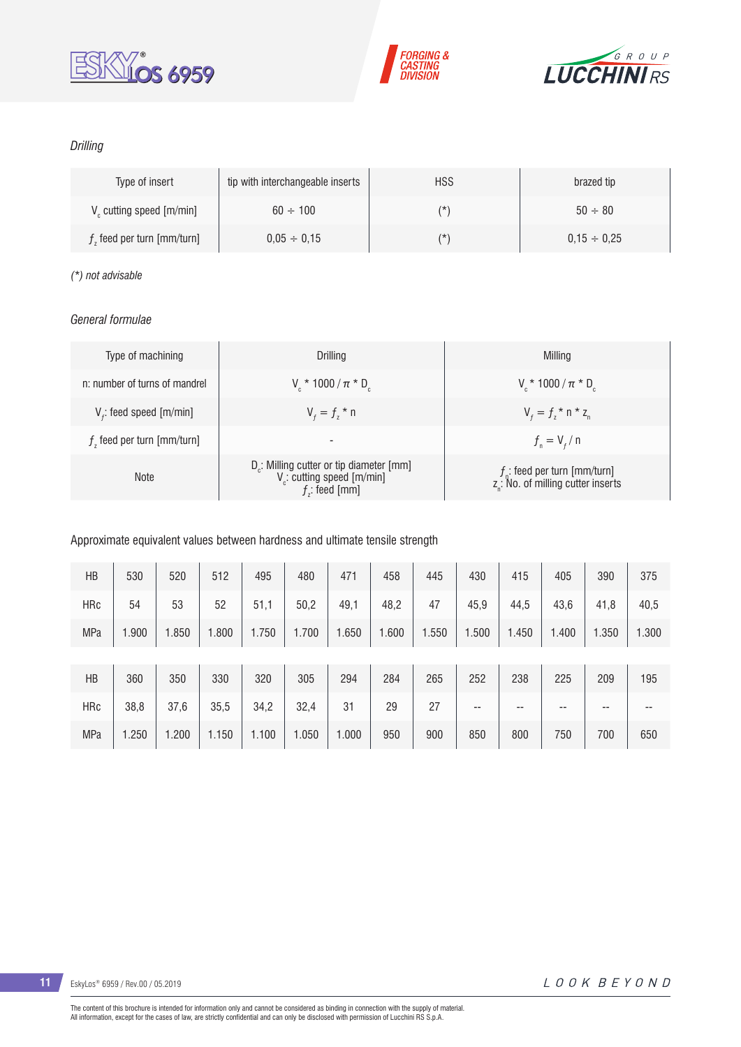*Drilling*

| Type of insert | tip with interchangeable inserts | HSS | brazed tip |
|---|---|---|---|
| $V_c$ cutting speed [m/min] | 60 ÷ 100 | (*) | 50 ÷ 80 |
| $f_z$ feed per turn [mm/turn] | 0,05 ÷ 0,15 | (*) | 0,15 ÷ 0,25 |

*(*) not advisable*

*General formulae*

| Type of machining | Drilling | Milling |
|---|---|---|
| n: number of turns of mandrel | $V_c * 1000 / \pi * D_c$ | $V_c * 1000 / \pi * D_c$ |
| $V_f$: feed speed [m/min] | $V_f = f_z * n$ | $V_f = f_z * n * z_n$ |
| $f_z$ feed per turn [mm/turn] | - | $f_n = V_f / n$ |
| Note | $D_c$: Milling cutter or tip diameter [mm] $V_c$: cutting speed [m/min] $f_z$: feed [mm] | $f_n$: feed per turn [mm/turn] $z_n$: No. of milling cutter inserts |

Approximate equivalent values between hardness and ultimate tensile strength

| HB | 530 | 520 | 512 | 495 | 480 | 471 | 458 | 445 | 430 | 415 | 405 | 390 | 375 |
|---|---|---|---|---|---|---|---|---|---|---|---|---|---|
| HRc | 54 | 53 | 52 | 51,1 | 50,2 | 49,1 | 48,2 | 47 | 45,9 | 44,5 | 43,6 | 41,8 | 40,5 |
| MPa | 1.900 | 1.850 | 1.800 | 1.750 | 1.700 | 1.650 | 1.600 | 1.550 | 1.500 | 1.450 | 1.400 | 1.350 | 1.300 |
| HB | 360 | 350 | 330 | 320 | 305 | 294 | 284 | 265 | 252 | 238 | 225 | 209 | 195 |
| HRc | 38,8 | 37,6 | 35,5 | 34,2 | 32,4 | 31 | 29 | 27 | -- | -- | -- | -- | -- |
| MPa | 1.250 | 1.200 | 1.150 | 1.100 | 1.050 | 1.000 | 950 | 900 | 850 | 800 | 750 | 700 | 650 |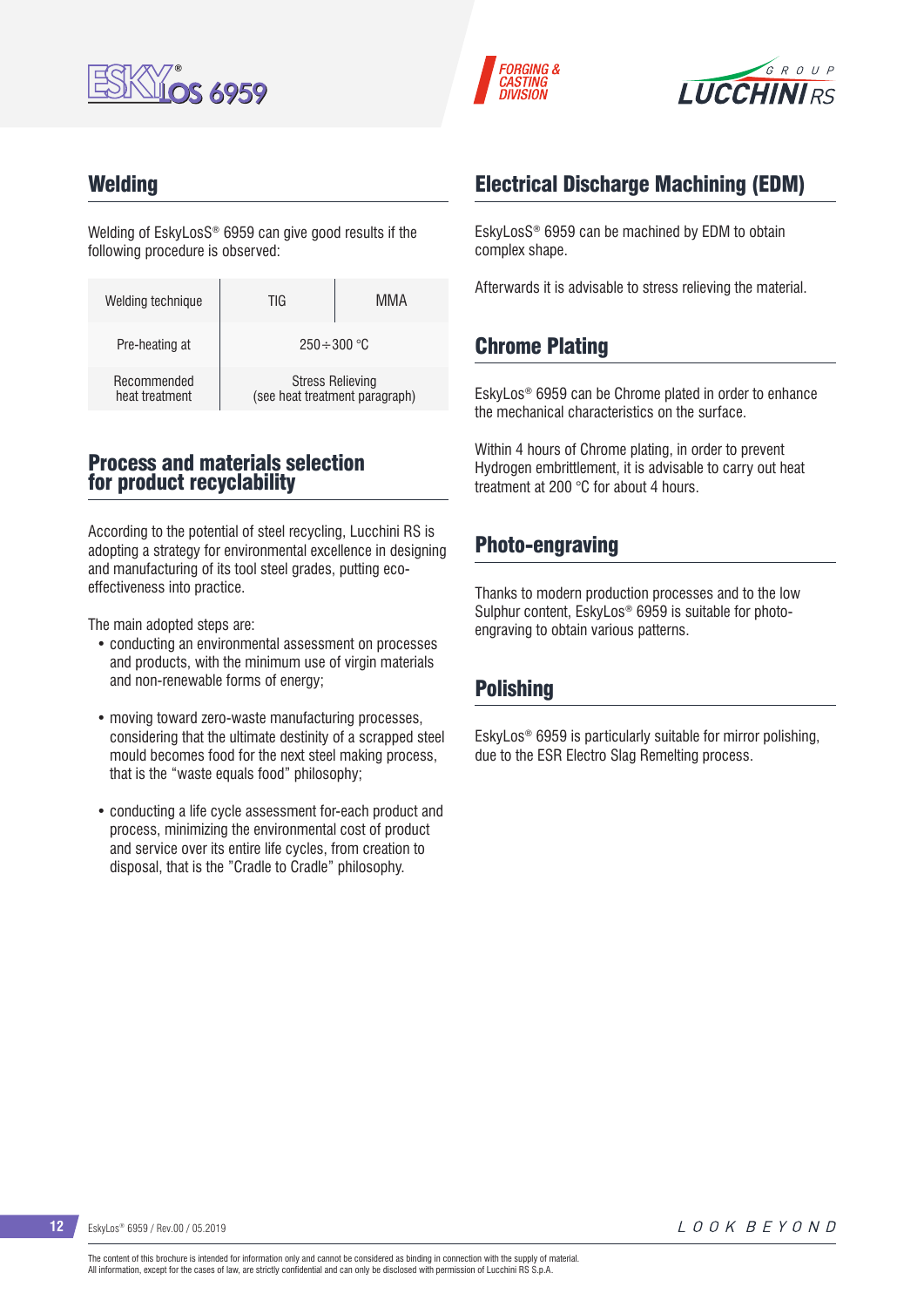## Welding

Welding of EskyLosS® 6959 can give good results if the following procedure is observed:

| Welding technique | TIG | MMA |
|---|---|---|
| Pre-heating at | 250÷300 °C | |
| Recommended heat treatment | Stress Relieving (see heat treatment paragraph) | |

## Process and materials selection for product recyclability

According to the potential of steel recycling, Lucchini RS is adopting a strategy for environmental excellence in designing and manufacturing of its tool steel grades, putting eco-effectiveness into practice.

The main adopted steps are:

- conducting an environmental assessment on processes and products, with the minimum use of virgin materials and non-renewable forms of energy;
- moving toward zero-waste manufacturing processes, considering that the ultimate destinity of a scrapped steel mould becomes food for the next steel making process, that is the "waste equals food" philosophy;
- conducting a life cycle assessment for-each product and process, minimizing the environmental cost of product and service over its entire life cycles, from creation to disposal, that is the "Cradle to Cradle" philosophy.

## Electrical Discharge Machining (EDM)

EskyLosS® 6959 can be machined by EDM to obtain complex shape.

Afterwards it is advisable to stress relieving the material.

## Chrome Plating

EskyLos® 6959 can be Chrome plated in order to enhance the mechanical characteristics on the surface.

Within 4 hours of Chrome plating, in order to prevent Hydrogen embrittlement, it is advisable to carry out heat treatment at 200 °C for about 4 hours.

## Photo-engraving

Thanks to modern production processes and to the low Sulphur content, EskyLos® 6959 is suitable for photo-engraving to obtain various patterns.

## Polishing

EskyLos® 6959 is particularly suitable for mirror polishing, due to the ESR Electro Slag Remelting process.

The content of this brochure is intended for information only and cannot be considered as binding in connection with the supply of material.
All information, except for the cases of law, are strictly confidential and can only be disclosed with permission of Lucchini RS S.p.A.